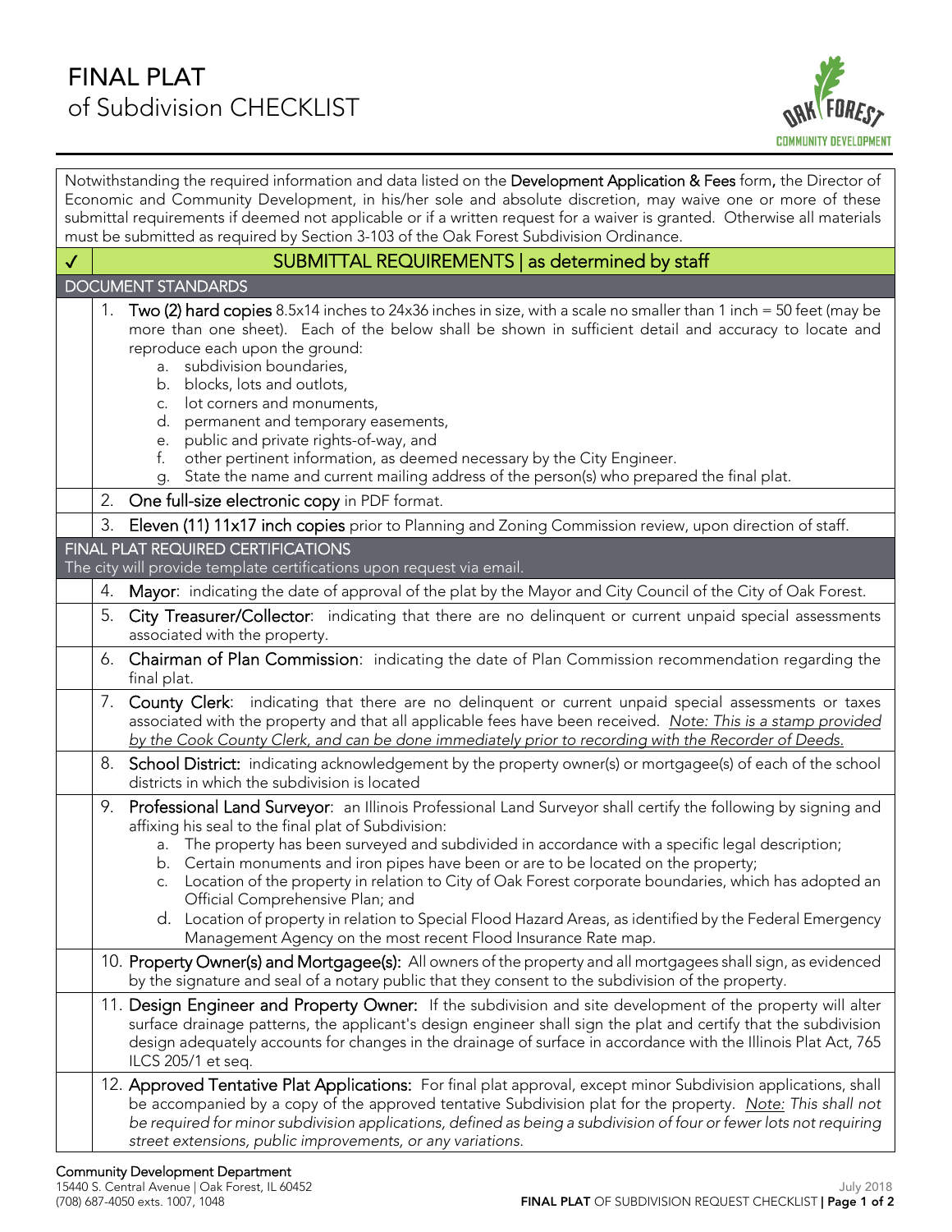# FINAL PLAT of Subdivision CHECKLIST

OAK FOREST COMMUNITY DEVELOPMENT

Notwithstanding the required information and data listed on the **Development Application & Fees** form, the Director of Economic and Community Development, in his/her sole and absolute discretion, may waive one or more of these submittal requirements if deemed not applicable or if a written request for a waiver is granted. Otherwise all materials must be submitted as required by Section 3-103 of the Oak Forest Subdivision Ordinance.

| ✓ | SUBMITTAL REQUIREMENTS \| as determined by staff |
|---|---|
| **DOCUMENT STANDARDS** | |
| | 1. **Two (2) hard copies** 8.5x14 inches to 24x36 inches in size, with a scale no smaller than 1 inch = 50 feet (may be more than one sheet). Each of the below shall be shown in sufficient detail and accuracy to locate and reproduce each upon the ground:<br>a. subdivision boundaries,<br>b. blocks, lots and outlots,<br>c. lot corners and monuments,<br>d. permanent and temporary easements,<br>e. public and private rights-of-way, and<br>f. other pertinent information, as deemed necessary by the City Engineer.<br>g. State the name and current mailing address of the person(s) who prepared the final plat. |
| | 2. **One full-size electronic copy** in PDF format. |
| | 3. **Eleven (11) 11x17 inch copies** prior to Planning and Zoning Commission review, upon direction of staff. |
| **FINAL PLAT REQUIRED CERTIFICATIONS**<br>*The city will provide template certifications upon request via email.* | |
| | 4. **Mayor**: indicating the date of approval of the plat by the Mayor and City Council of the City of Oak Forest. |
| | 5. **City Treasurer/Collector**: indicating that there are no delinquent or current unpaid special assessments associated with the property. |
| | 6. **Chairman of Plan Commission**: indicating the date of Plan Commission recommendation regarding the final plat. |
| | 7. **County Clerk**: indicating that there are no delinquent or current unpaid special assessments or taxes associated with the property and that all applicable fees have been received. *Note: This is a stamp provided by the Cook County Clerk, and can be done immediately prior to recording with the Recorder of Deeds.* |
| | 8. **School District:** indicating acknowledgement by the property owner(s) or mortgagee(s) of each of the school districts in which the subdivision is located |
| | 9. **Professional Land Surveyor**: an Illinois Professional Land Surveyor shall certify the following by signing and affixing his seal to the final plat of Subdivision:<br>a. The property has been surveyed and subdivided in accordance with a specific legal description;<br>b. Certain monuments and iron pipes have been or are to be located on the property;<br>c. Location of the property in relation to City of Oak Forest corporate boundaries, which has adopted an Official Comprehensive Plan; and<br>d. Location of property in relation to Special Flood Hazard Areas, as identified by the Federal Emergency Management Agency on the most recent Flood Insurance Rate map. |
| | 10. **Property Owner(s) and Mortgagee(s):** All owners of the property and all mortgagees shall sign, as evidenced by the signature and seal of a notary public that they consent to the subdivision of the property. |
| | 11. **Design Engineer and Property Owner:** If the subdivision and site development of the property will alter surface drainage patterns, the applicant's design engineer shall sign the plat and certify that the subdivision design adequately accounts for changes in the drainage of surface in accordance with the Illinois Plat Act, 765 ILCS 205/1 et seq. |
| | 12. **Approved Tentative Plat Applications:** For final plat approval, except minor Subdivision applications, shall be accompanied by a copy of the approved tentative Subdivision plat for the property. *Note: This shall not be required for minor subdivision applications, defined as being a subdivision of four or fewer lots not requiring street extensions, public improvements, or any variations.* |

**Community Development Department**
15440 S. Central Avenue | Oak Forest, IL 60452
(708) 687-4050 exts. 1007, 1048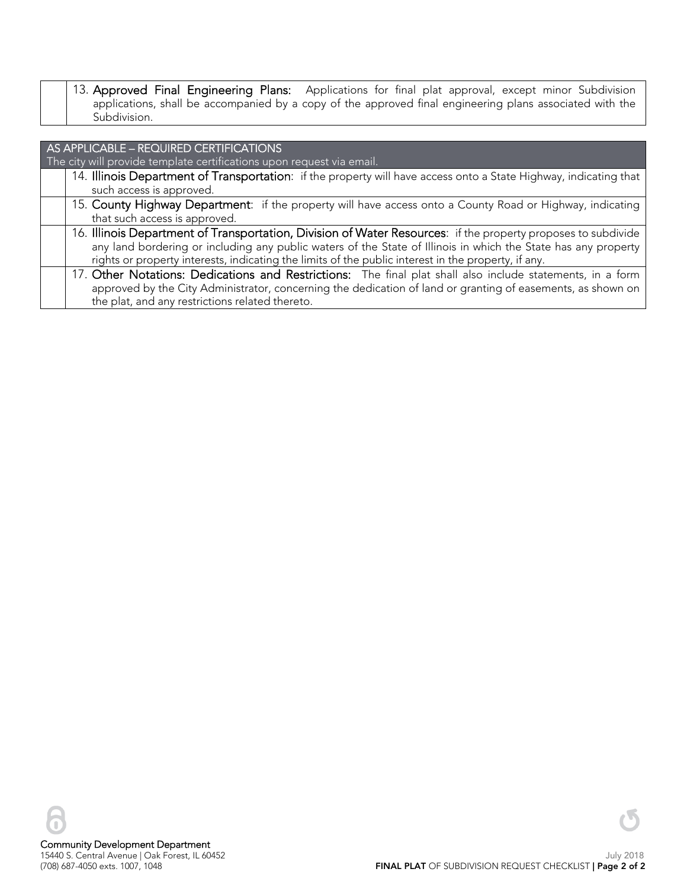| | |
|---|---|
| | 13. **Approved Final Engineering Plans:** Applications for final plat approval, except minor Subdivision applications, shall be accompanied by a copy of the approved final engineering plans associated with the Subdivision. |

| AS APPLICABLE – REQUIRED CERTIFICATIONS<br>The city will provide template certifications upon request via email. | |
|---|---|
| | 14. **Illinois Department of Transportation**: if the property will have access onto a State Highway, indicating that such access is approved. |
| | 15. **County Highway Department**: if the property will have access onto a County Road or Highway, indicating that such access is approved. |
| | 16. **Illinois Department of Transportation, Division of Water Resources**: if the property proposes to subdivide any land bordering or including any public waters of the State of Illinois in which the State has any property rights or property interests, indicating the limits of the public interest in the property, if any. |
| | 17. **Other Notations: Dedications and Restrictions:** The final plat shall also include statements, in a form approved by the City Administrator, concerning the dedication of land or granting of easements, as shown on the plat, and any restrictions related thereto. |

Community Development Department
15440 S. Central Avenue | Oak Forest, IL 60452
(708) 687-4050 exts. 1007, 1048

July 2018
**FINAL PLAT** OF SUBDIVISION REQUEST CHECKLIST